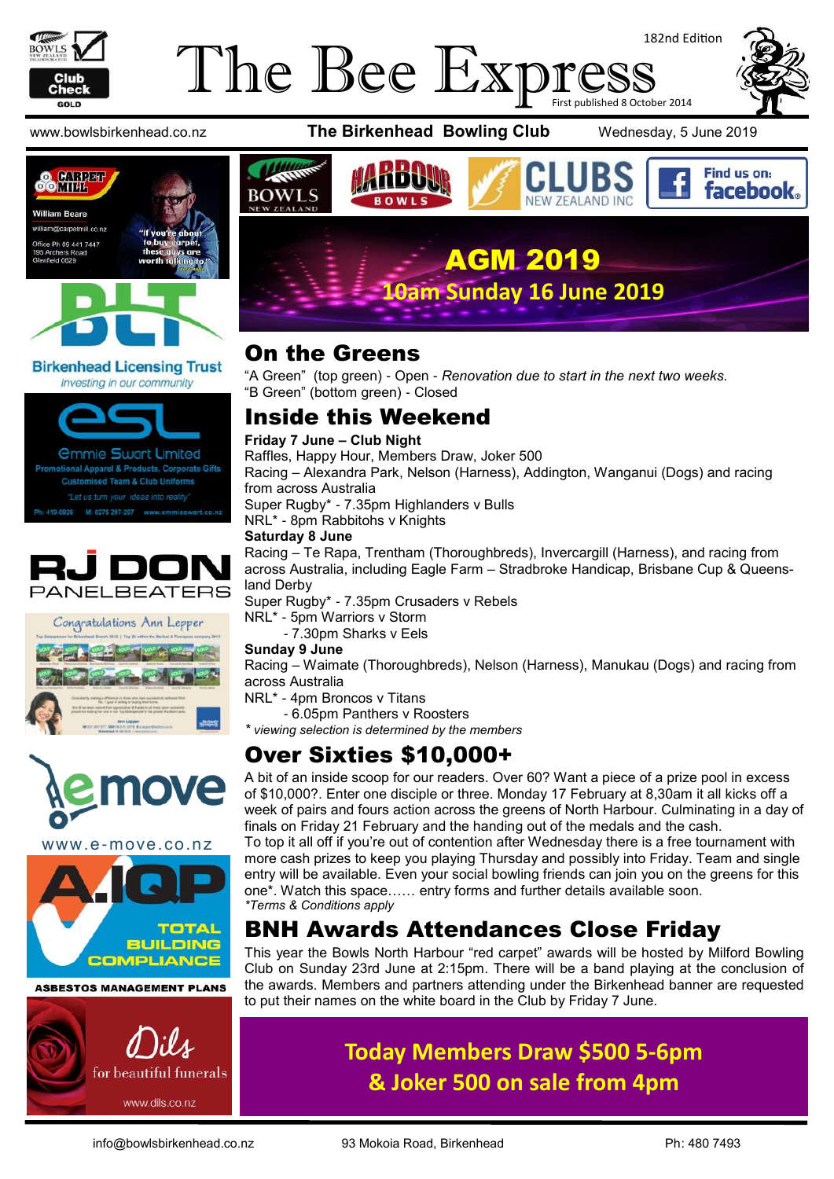# The Bee Express

182nd Edition

First published 8 October 2014

www.bowlsbirkenhead.co.nz **The Birkenhead Bowling Club** Wednesday, 5 June 2019

## AGM 2019

**10am Sunday 16 June 2019**

## On the Greens

"A Green" (top green) - Open - *Renovation due to start in the next two weeks.*
"B Green" (bottom green) - Closed

## Inside this Weekend

**Friday 7 June – Club Night**
Raffles, Happy Hour, Members Draw, Joker 500
Racing – Alexandra Park, Nelson (Harness), Addington, Wanganui (Dogs) and racing from across Australia
Super Rugby* - 7.35pm Highlanders v Bulls
NRL* - 8pm Rabbitohs v Knights

**Saturday 8 June**
Racing – Te Rapa, Trentham (Thoroughbreds), Invercargill (Harness), and racing from across Australia, including Eagle Farm – Stradbroke Handicap, Brisbane Cup & Queensland Derby
Super Rugby* - 7.35pm Crusaders v Rebels
NRL* - 5pm Warriors v Storm
- 7.30pm Sharks v Eels

**Sunday 9 June**
Racing – Waimate (Thoroughbreds), Nelson (Harness), Manukau (Dogs) and racing from across Australia
NRL* - 4pm Broncos v Titans
- 6.05pm Panthers v Roosters

*\* viewing selection is determined by the members*

## Over Sixties $10,000+

A bit of an inside scoop for our readers. Over 60? Want a piece of a prize pool in excess of $10,000?. Enter one disciple or three. Monday 17 February at 8,30am it all kicks off a week of pairs and fours action across the greens of North Harbour. Culminating in a day of finals on Friday 21 February and the handing out of the medals and the cash.
To top it all off if you're out of contention after Wednesday there is a free tournament with more cash prizes to keep you playing Thursday and possibly into Friday. Team and single entry will be available. Even your social bowling friends can join you on the greens for this one*. Watch this space…… entry forms and further details available soon.
*\*Terms & Conditions apply*

## BNH Awards Attendances Close Friday

This year the Bowls North Harbour "red carpet" awards will be hosted by Milford Bowling Club on Sunday 23rd June at 2:15pm. There will be a band playing at the conclusion of the awards. Members and partners attending under the Birkenhead banner are requested to put their names on the white board in the Club by Friday 7 June.

**Today Members Draw $500 5-6pm**
**& Joker 500 on sale from 4pm**

---

Carpet Mill – William Beare – william@carpetmill.co.nz – Office Ph 09 441 7447 – 195 Archers Road, Glenfield 0629 – "If you're about to buy carpet, these guys are worth talking to!"

Birkenhead Licensing Trust – Investing in our community

Emmie Swart Limited – Promotional Apparel & Products, Corporate Gifts – Customised Team & Club Uniforms – "Let us turn your ideas into reality" – Ph: 419-0926 – M: 0275 297-297 – www.emmieswart.co.nz

RJ DON Panelbeaters

Congratulations Ann Lepper

e-move – www.e-move.co.nz

A.IQP – Total Building Compliance – Asbestos Management Plans

Dils – for beautiful funerals – www.dils.co.nz

info@bowlsbirkenhead.co.nz 93 Mokoia Road, Birkenhead Ph: 480 7493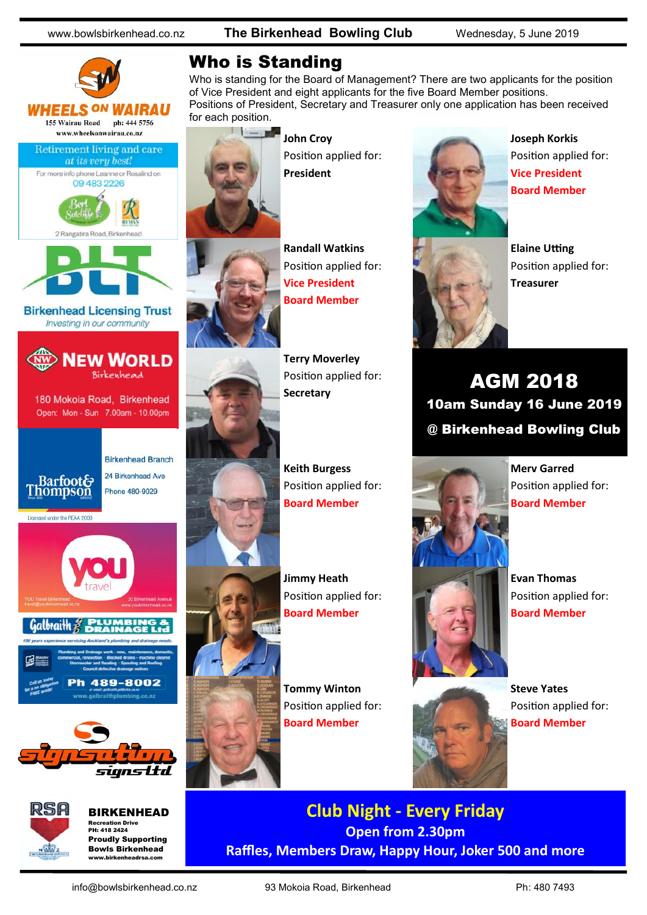# Who is Standing

Who is standing for the Board of Management? There are two applicants for the position of Vice President and eight applicants for the five Board Member positions.
Positions of President, Secretary and Treasurer only one application has been received for each position.

**John Croy**
Position applied for:
**President**

**Joseph Korkis**
Position applied for:
**Vice President**
**Board Member**

**Randall Watkins**
Position applied for:
**Vice President**
**Board Member**

**Elaine Utting**
Position applied for:
**Treasurer**

**Terry Moverley**
Position applied for:
**Secretary**

## AGM 2018
**10am Sunday 16 June 2019**
**@ Birkenhead Bowling Club**

**Keith Burgess**
Position applied for:
**Board Member**

**Merv Garred**
Position applied for:
**Board Member**

**Jimmy Heath**
Position applied for:
**Board Member**

**Evan Thomas**
Position applied for:
**Board Member**

**Tommy Winton**
Position applied for:
**Board Member**

**Steve Yates**
Position applied for:
**Board Member**

## Club Night - Every Friday
**Open from 2.30pm**
**Raffles, Members Draw, Happy Hour, Joker 500 and more**

---

**WHEELS ON WAIRAU**
155 Wairau Road ph: 444 5756
www.wheelsonwairau.co.nz

Retirement living and care *at its very best!*
For more info phone Leanne or Rosalind on 09 483 2226
Bert Sutcliffe — Ryman
2 Rangatira Road, Birkenhead

**BLT**
Birkenhead Licensing Trust
*Investing in our community*

**NEW WORLD** Birkenhead
180 Mokoia Road, Birkenhead
Open: Mon - Sun 7.00am - 10.00pm

**Barfoot & Thompson**
Birkenhead Branch
24 Birkenhead Ave
Phone 480-9029
Licensed under the REAA 2008

**you travel**
YOU Travel Birkenhead — travel@youbirkenhead.co.nz
20 Birkenhead Avenue — www.youbirkenhead.co.nz

**Galbraith Plumbing & Drainage Ltd**
*100 years experience servicing Auckland's plumbing and drainage needs.*
Plumbing and Drainage work - new, maintenance, domestic, commercial, renovation · Blocked drains - machine cleared · Stormwater and flooding · Spouting and Roofing · Council defective drainage notices
Call us today for a no obligation FREE quote!
**Ph 489-8002**
www.galbraithplumbing.co.nz

**signsation signs ltd**

**RSA BIRKENHEAD**
Recreation Drive
PH: 418 2424
Proudly Supporting
Bowls Birkenhead
www.birkenheadrsa.com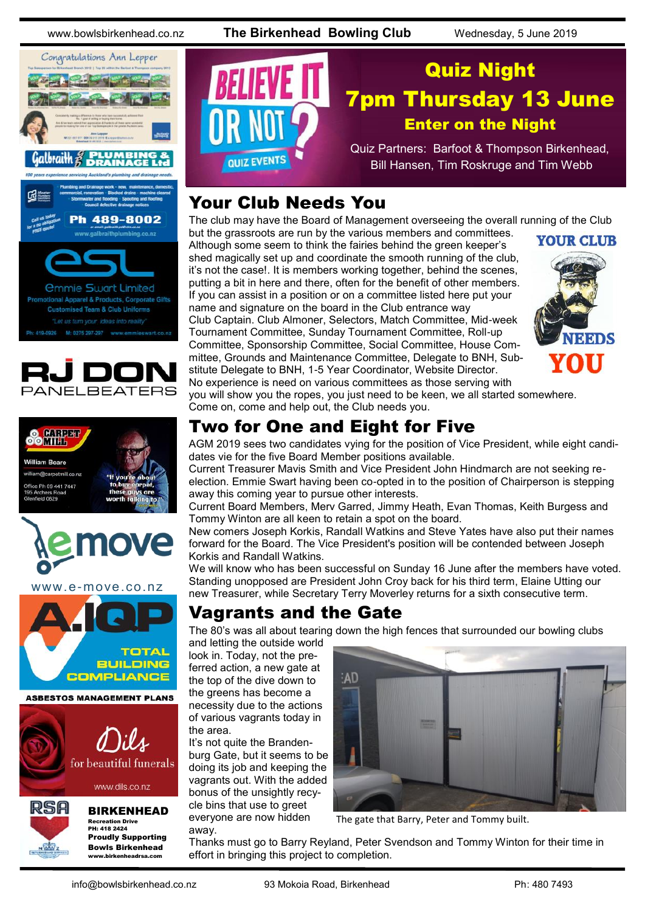## Quiz Night

## 7pm Thursday 13 June

### Enter on the Night

BELIEVE IT OR NOT? QUIZ EVENTS

Quiz Partners: Barfoot & Thompson Birkenhead, Bill Hansen, Tim Roskruge and Tim Webb

## Your Club Needs You

The club may have the Board of Management overseeing the overall running of the Club but the grassroots are run by the various members and committees. Although some seem to think the fairies behind the green keeper's shed magically set up and coordinate the smooth running of the club, it's not the case!. It is members working together, behind the scenes, putting a bit in here and there, often for the benefit of other members. If you can assist in a position or on a committee listed here put your name and signature on the board in the Club entrance way Club Captain. Club Almoner, Selectors, Match Committee, Mid-week Tournament Committee, Sunday Tournament Committee, Roll-up Committee, Sponsorship Committee, Social Committee, House Committee, Grounds and Maintenance Committee, Delegate to BNH, Substitute Delegate to BNH, 1-5 Year Coordinator, Website Director. No experience is need on various committees as those serving with you will show you the ropes, you just need to be keen, we all started somewhere. Come on, come and help out, the Club needs you.

YOUR CLUB NEEDS YOU

## Two for One and Eight for Five

AGM 2019 sees two candidates vying for the position of Vice President, while eight candidates vie for the five Board Member positions available.

Current Treasurer Mavis Smith and Vice President John Hindmarch are not seeking re-election. Emmie Swart having been co-opted in to the position of Chairperson is stepping away this coming year to pursue other interests.

Current Board Members, Merv Garred, Jimmy Heath, Evan Thomas, Keith Burgess and Tommy Winton are all keen to retain a spot on the board.

New comers Joseph Korkis, Randall Watkins and Steve Yates have also put their names forward for the Board. The Vice President's position will be contended between Joseph Korkis and Randall Watkins.

We will know who has been successful on Sunday 16 June after the members have voted. Standing unopposed are President John Croy back for his third term, Elaine Utting our new Treasurer, while Secretary Terry Moverley returns for a sixth consecutive term.

## Vagrants and the Gate

The 80's was all about tearing down the high fences that surrounded our bowling clubs and letting the outside world look in. Today, not the preferred action, a new gate at the top of the dive down to the greens has become a necessity due to the actions of various vagrants today in the area.

It's not quite the Brandenburg Gate, but it seems to be doing its job and keeping the vagrants out. With the added bonus of the unsightly recycle bins that use to greet everyone are now hidden away.

The gate that Barry, Peter and Tommy built.

Thanks must go to Barry Reyland, Peter Svendson and Tommy Winton for their time in effort in bringing this project to completion.

---

Congratulations Ann Lepper

Galbraith Plumbing & Drainage Ltd — 100 years experience servicing Auckland's plumbing and drainage needs. Plumbing and Drainage work - new, maintenance, domestic, commercial, renovation · Blocked drains · machine cleared · Stormwater and flooding · Spouting and Roofing · Council defective drainage notices. Call us today for a no obligation FREE quote! Ph 489-8002 www.galbraithplumbing.co.nz

ESL Emmie Swart Limited — Promotional Apparel & Products, Corporate Gifts, Customised Team & Club Uniforms. "Let us turn your ideas into reality" Ph: 419-0926 M: 0275 297-297 www.emmieswart.co.nz

RJ DON PANELBEATERS

Carpet Mill — William Beare, william@carpetmill.co.nz, Office Ph 09 441 7447, 195 Archers Road, Glenfield 0629. "If you're about to buy carpet, these guys are worth talking to!"

emove — www.e-move.co.nz

A.IQP — TOTAL BUILDING COMPLIANCE — ASBESTOS MANAGEMENT PLANS

Dils for beautiful funerals — www.dils.co.nz

RSA BIRKENHEAD — Recreation Drive, PH: 418 2424. Proudly Supporting Bowls Birkenhead. www.birkenheadrsa.com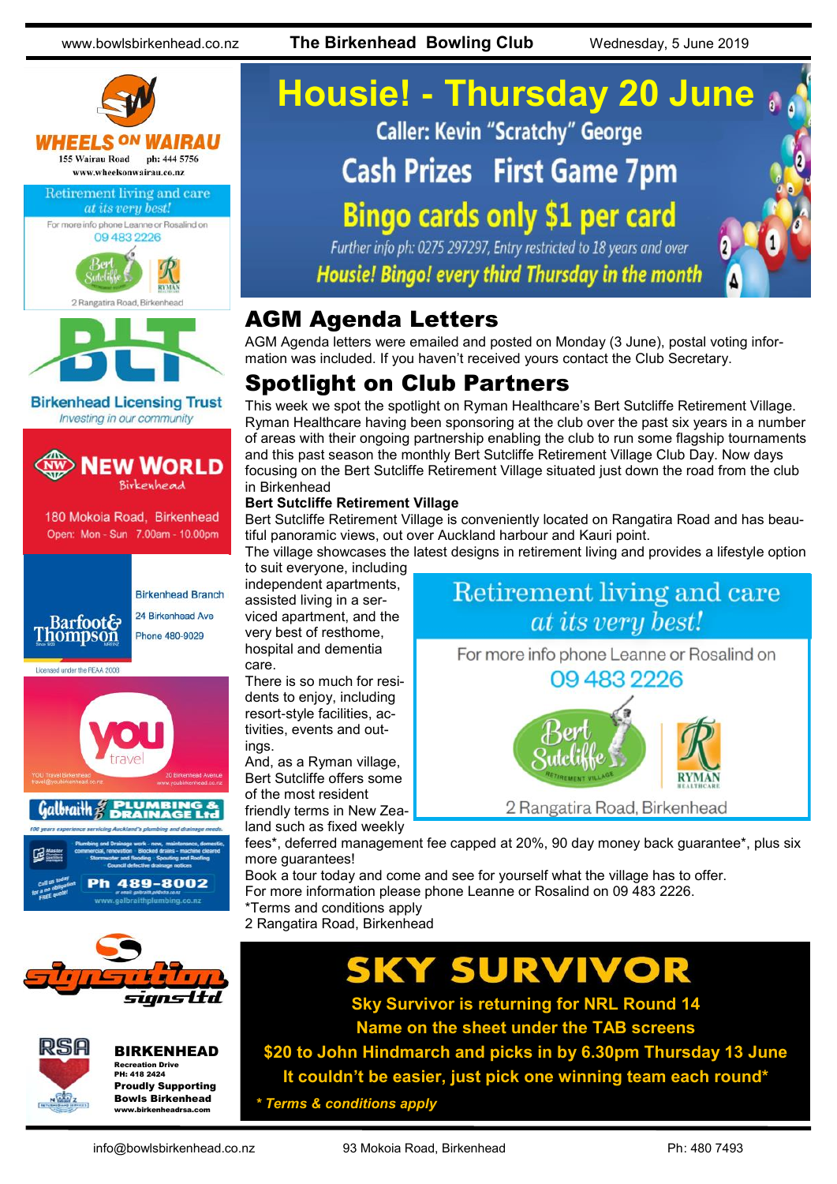# Housie! - Thursday 20 June

Caller: Kevin "Scratchy" George

Cash Prizes First Game 7pm

Bingo cards only $1 per card

*Further info ph: 0275 297297, Entry restricted to 18 years and over*

***Housie! Bingo! every third Thursday in the month***

## AGM Agenda Letters

AGM Agenda letters were emailed and posted on Monday (3 June), postal voting information was included. If you haven't received yours contact the Club Secretary.

## Spotlight on Club Partners

This week we spot the spotlight on Ryman Healthcare's Bert Sutcliffe Retirement Village. Ryman Healthcare having been sponsoring at the club over the past six years in a number of areas with their ongoing partnership enabling the club to run some flagship tournaments and this past season the monthly Bert Sutcliffe Retirement Village Club Day. Now days focusing on the Bert Sutcliffe Retirement Village situated just down the road from the club in Birkenhead

**Bert Sutcliffe Retirement Village**

Bert Sutcliffe Retirement Village is conveniently located on Rangatira Road and has beautiful panoramic views, out over Auckland harbour and Kauri point.

The village showcases the latest designs in retirement living and provides a lifestyle option to suit everyone, including independent apartments, assisted living in a serviced apartment, and the very best of resthome, hospital and dementia care.

There is so much for residents to enjoy, including resort-style facilities, activities, events and outings.

And, as a Ryman village, Bert Sutcliffe offers some of the most resident friendly terms in New Zealand such as fixed weekly fees*, deferred management fee capped at 20%, 90 day money back guarantee*, plus six more guarantees!

Book a tour today and come and see for yourself what the village has to offer.

For more information please phone Leanne or Rosalind on 09 483 2226.

*Terms and conditions apply

2 Rangatira Road, Birkenhead

Retirement living and care *at its very best!*

For more info phone Leanne or Rosalind on 09 483 2226

Bert Sutcliffe Retirement Village — Ryman Healthcare

2 Rangatira Road, Birkenhead

# SKY SURVIVOR

**Sky Survivor is returning for NRL Round 14**

**Name on the sheet under the TAB screens**

**$20 to John Hindmarch and picks in by 6.30pm Thursday 13 June**

**It couldn't be easier, just pick one winning team each round***

***\* Terms & conditions apply***

---

**WHEELS ON WAIRAU**
155 Wairau Road ph: 444 5756
www.wheelsonwairau.co.nz

Retirement living and care *at its very best!*
For more info phone Leanne or Rosalind on 09 483 2226
2 Rangatira Road, Birkenhead

**BLT** — Birkenhead Licensing Trust
*Investing in our community*

**New World** Birkenhead
180 Mokoia Road, Birkenhead
Open: Mon - Sun 7.00am - 10.00pm

**Barfoot & Thompson**
Birkenhead Branch
24 Birkenhead Ave
Phone 480-9029
Licensed under the REAA 2008

**you travel**
YOU Travel Birkenhead travel@youbirkenhead.co.nz
20 Birkenhead Avenue www.youbirkenhead.co.nz

**Galbraith Plumbing & Drainage Ltd**
*100 years experience servicing Auckland's plumbing and drainage needs.*
Plumbing and Drainage work - new, maintenance, domestic, commercial, renovation · Blocked drains - machine cleared · Stormwater and Roofing · Spouting and Roofing · Council defective drainage notices
Call us today for a no obligation FREE quote!
**Ph 489-8002**
or email: galbraith.pl@xtra.co.nz
www.galbraithplumbing.co.nz

**signsation signs ltd**

**RSA**
**BIRKENHEAD**
Recreation Drive
PH: 418 2424
**Proudly Supporting Bowls Birkenhead**
www.birkenheadrsa.com